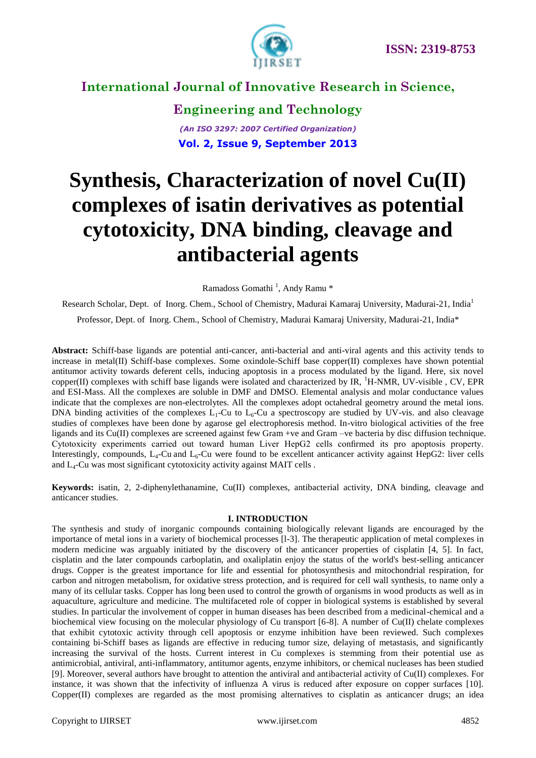# Synthesis, Characterization of novel Cu(II) complexes of isatin derivatives as potential cytotoxicity, DNA binding, cleavage and antibacterial agents

Ramadoss Gomathi [1], Andy Ramu *

Research Scholar, Dept. of Inorg. Chem., School of Chemistry, Madurai Kamaraj University, Madurai-21, India[1]

Professor, Dept. of Inorg. Chem., School of Chemistry, Madurai Kamaraj University, Madurai-21, India*

**Abstract:** Schiff-base ligands are potential anti-cancer, anti-bacterial and anti-viral agents and this activity tends to increase in metal(II) Schiff-base complexes. Some oxindole-Schiff base copper(II) complexes have shown potential antitumor activity towards deferent cells, inducing apoptosis in a process modulated by the ligand. Here, six novel copper(II) complexes with schiff base ligands were isolated and characterized by IR, $^{1}$H-NMR, UV-visible , CV, EPR and ESI-Mass. All the complexes are soluble in DMF and DMSO. Elemental analysis and molar conductance values indicate that the complexes are non-electrolytes. All the complexes adopt octahedral geometry around the metal ions. DNA binding activities of the complexes $L_1$-Cu to $L_6$-Cu a spectroscopy are studied by UV-vis. and also cleavage studies of complexes have been done by agarose gel electrophoresis method. In-vitro biological activities of the free ligands and its Cu(II) complexes are screened against few Gram +ve and Gram –ve bacteria by disc diffusion technique. Cytotoxicity experiments carried out toward human Liver HepG2 cells confirmed its pro apoptosis property. Interestingly, compounds, $L_4$-Cu and $L_6$-Cu were found to be excellent anticancer activity against HepG2: liver cells and $L_4$-Cu was most significant cytotoxicity activity against MAIT cells .

**Keywords:** isatin, 2, 2-diphenylethanamine, Cu(II) complexes, antibacterial activity, DNA binding, cleavage and anticancer studies.

## I. INTRODUCTION

The synthesis and study of inorganic compounds containing biologically relevant ligands are encouraged by the importance of metal ions in a variety of biochemical processes [l-3]. The therapeutic application of metal complexes in modern medicine was arguably initiated by the discovery of the anticancer properties of cisplatin [4, 5]. In fact, cisplatin and the later compounds carboplatin, and oxaliplatin enjoy the status of the world's best-selling anticancer drugs. Copper is the greatest importance for life and essential for photosynthesis and mitochondrial respiration, for carbon and nitrogen metabolism, for oxidative stress protection, and is required for cell wall synthesis, to name only a many of its cellular tasks. Copper has long been used to control the growth of organisms in wood products as well as in aquaculture, agriculture and medicine. The multifaceted role of copper in biological systems is established by several studies. In particular the involvement of copper in human diseases has been described from a medicinal-chemical and a biochemical view focusing on the molecular physiology of Cu transport [6-8]. A number of Cu(II) chelate complexes that exhibit cytotoxic activity through cell apoptosis or enzyme inhibition have been reviewed. Such complexes containing bi-Schiff bases as ligands are effective in reducing tumor size, delaying of metastasis, and significantly increasing the survival of the hosts. Current interest in Cu complexes is stemming from their potential use as antimicrobial, antiviral, anti-inflammatory, antitumor agents, enzyme inhibitors, or chemical nucleases has been studied [9]. Moreover, several authors have brought to attention the antiviral and antibacterial activity of Cu(II) complexes. For instance, it was shown that the infectivity of influenza A virus is reduced after exposure on copper surfaces [10]. Copper(II) complexes are regarded as the most promising alternatives to cisplatin as anticancer drugs; an idea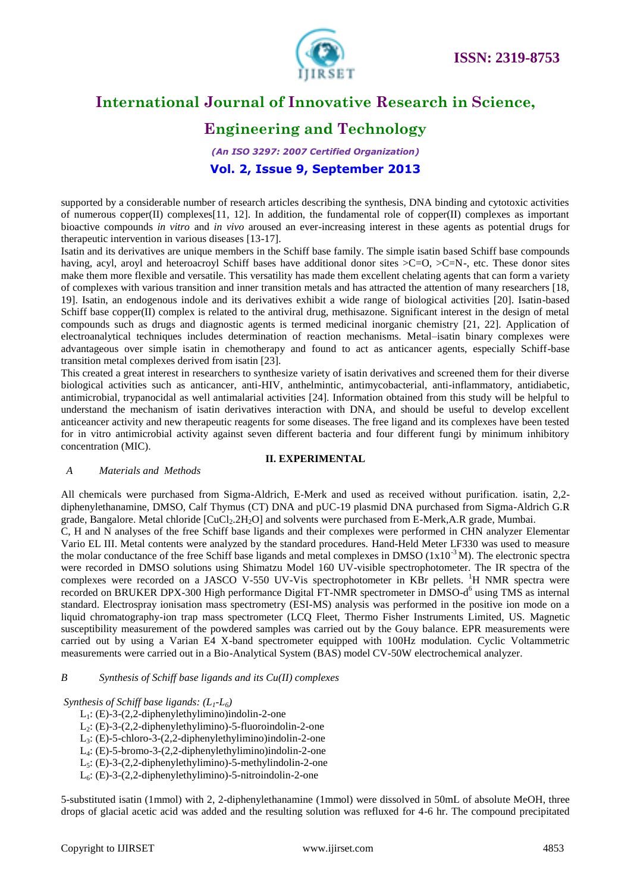supported by a considerable number of research articles describing the synthesis, DNA binding and cytotoxic activities of numerous copper(II) complexes[11, 12]. In addition, the fundamental role of copper(II) complexes as important bioactive compounds *in vitro* and *in vivo* aroused an ever-increasing interest in these agents as potential drugs for therapeutic intervention in various diseases [13-17].

Isatin and its derivatives are unique members in the Schiff base family. The simple isatin based Schiff base compounds having, acyl, aroyl and heteroacroyl Schiff bases have additional donor sites >C=O, >C=N-, etc. These donor sites make them more flexible and versatile. This versatility has made them excellent chelating agents that can form a variety of complexes with various transition and inner transition metals and has attracted the attention of many researchers [18, 19]. Isatin, an endogenous indole and its derivatives exhibit a wide range of biological activities [20]. Isatin-based Schiff base copper(II) complex is related to the antiviral drug, methisazone. Significant interest in the design of metal compounds such as drugs and diagnostic agents is termed medicinal inorganic chemistry [21, 22]. Application of electroanalytical techniques includes determination of reaction mechanisms. Metal–isatin binary complexes were advantageous over simple isatin in chemotherapy and found to act as anticancer agents, especially Schiff-base transition metal complexes derived from isatin [23].

This created a great interest in researchers to synthesize variety of isatin derivatives and screened them for their diverse biological activities such as anticancer, anti-HIV, anthelmintic, antimycobacterial, anti-inflammatory, antidiabetic, antimicrobial, trypanocidal as well antimalarial activities [24]. Information obtained from this study will be helpful to understand the mechanism of isatin derivatives interaction with DNA, and should be useful to develop excellent anticeancer activity and new therapeutic reagents for some diseases. The free ligand and its complexes have been tested for in vitro antimicrobial activity against seven different bacteria and four different fungi by minimum inhibitory concentration (MIC).

## II. EXPERIMENTAL

### *A Materials and Methods*

All chemicals were purchased from Sigma-Aldrich, E-Merk and used as received without purification. isatin, 2,2-diphenylethanamine, DMSO, Calf Thymus (CT) DNA and pUC-19 plasmid DNA purchased from Sigma-Aldrich G.R grade, Bangalore. Metal chloride [$CuCl_2.2H_2O$] and solvents were purchased from E-Merk,A.R grade, Mumbai.

C, H and N analyses of the free Schiff base ligands and their complexes were performed in CHN analyzer Elementar Vario EL III. Metal contents were analyzed by the standard procedures. Hand-Held Meter LF330 was used to measure the molar conductance of the free Schiff base ligands and metal complexes in DMSO ($1x10^{-3}$ M). The electronic spectra were recorded in DMSO solutions using Shimatzu Model 160 UV-visible spectrophotometer. The IR spectra of the complexes were recorded on a JASCO V-550 UV-Vis spectrophotometer in KBr pellets. $^1$H NMR spectra were recorded on BRUKER DPX-300 High performance Digital FT-NMR spectrometer in DMSO-$d^6$ using TMS as internal standard. Electrospray ionisation mass spectrometry (ESI-MS) analysis was performed in the positive ion mode on a liquid chromatography-ion trap mass spectrometer (LCQ Fleet, Thermo Fisher Instruments Limited, US. Magnetic susceptibility measurement of the powdered samples was carried out by the Gouy balance. EPR measurements were carried out by using a Varian E4 X-band spectrometer equipped with 100Hz modulation. Cyclic Voltammetric measurements were carried out in a Bio-Analytical System (BAS) model CV-50W electrochemical analyzer.

### *B Synthesis of Schiff base ligands and its Cu(II) complexes*

*Synthesis of Schiff base ligands: ($L_1$-$L_6$)*

- $L_1$: (E)-3-(2,2-diphenylethylimino)indolin-2-one
- $L_2$: (E)-3-(2,2-diphenylethylimino)-5-fluoroindolin-2-one
- $L_3$: (E)-5-chloro-3-(2,2-diphenylethylimino)indolin-2-one
- $L_4$: (E)-5-bromo-3-(2,2-diphenylethylimino)indolin-2-one
- $L_5$: (E)-3-(2,2-diphenylethylimino)-5-methylindolin-2-one
- $L_6$: (E)-3-(2,2-diphenylethylimino)-5-nitroindolin-2-one

5-substituted isatin (1mmol) with 2, 2-diphenylethanamine (1mmol) were dissolved in 50mL of absolute MeOH, three drops of glacial acetic acid was added and the resulting solution was refluxed for 4-6 hr. The compound precipitated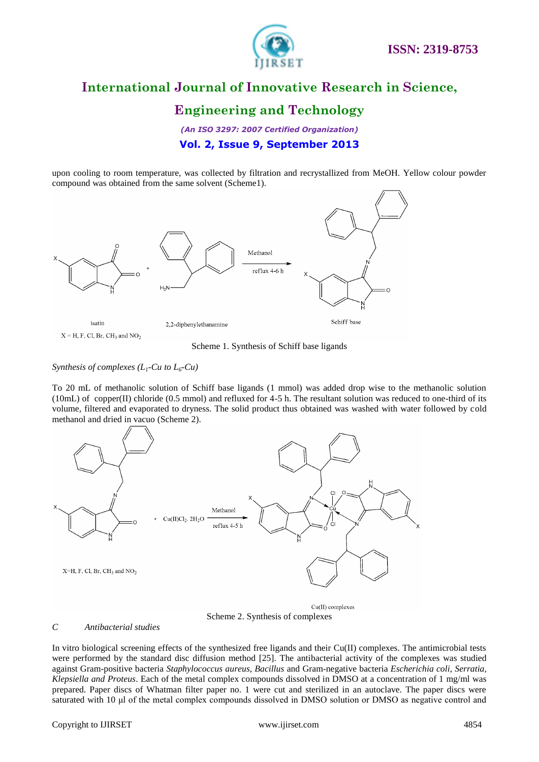upon cooling to room temperature, was collected by filtration and recrystallized from MeOH. Yellow colour powder compound was obtained from the same solvent (Scheme1).

X = H, F, Cl, Br, $CH_3$ and $NO_2$

Scheme 1. Synthesis of Schiff base ligands

*Synthesis of complexes ($L_1$-Cu to $L_6$-Cu)*

To 20 mL of methanolic solution of Schiff base ligands (1 mmol) was added drop wise to the methanolic solution (10mL) of copper(II) chloride (0.5 mmol) and refluxed for 4-5 h. The resultant solution was reduced to one-third of its volume, filtered and evaporated to dryness. The solid product thus obtained was washed with water followed by cold methanol and dried in vacuo (Scheme 2).

X=H, F, Cl, Br, $CH_3$ and $NO_2$

Scheme 2. Synthesis of complexes

*C Antibacterial studies*

In vitro biological screening effects of the synthesized free ligands and their Cu(II) complexes. The antimicrobial tests were performed by the standard disc diffusion method [25]. The antibacterial activity of the complexes was studied against Gram-positive bacteria *Staphylococcus aureus, Bacillus* and Gram-negative bacteria *Escherichia coli, Serratia, Klepsiella and Proteus*. Each of the metal complex compounds dissolved in DMSO at a concentration of 1 mg/ml was prepared. Paper discs of Whatman filter paper no. 1 were cut and sterilized in an autoclave. The paper discs were saturated with 10 µl of the metal complex compounds dissolved in DMSO solution or DMSO as negative control and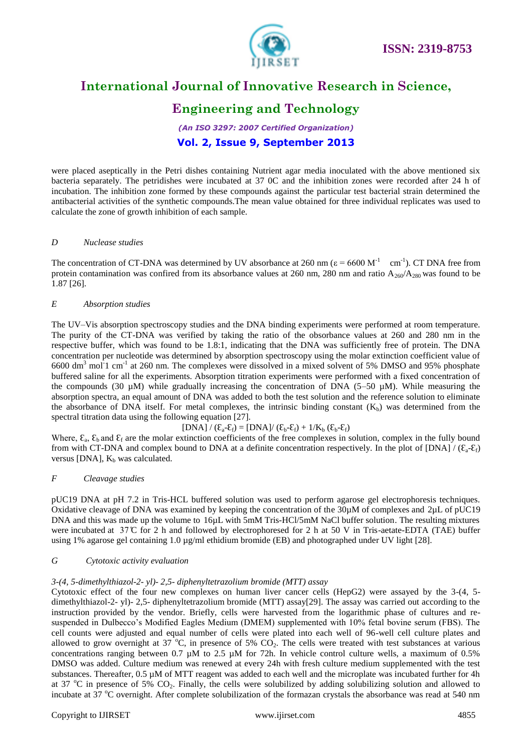were placed aseptically in the Petri dishes containing Nutrient agar media inoculated with the above mentioned six bacteria separately. The petridishes were incubated at 37 0C and the inhibition zones were recorded after 24 h of incubation. The inhibition zone formed by these compounds against the particular test bacterial strain determined the antibacterial activities of the synthetic compounds.The mean value obtained for three individual replicates was used to calculate the zone of growth inhibition of each sample.

### *D Nuclease studies*

The concentration of CT-DNA was determined by UV absorbance at 260 nm ($\varepsilon = 6600\ M^{-1}\ cm^{-1}$). CT DNA free from protein contamination was confired from its absorbance values at 260 nm, 280 nm and ratio $A_{260}/A_{280}$ was found to be 1.87 [26].

### *E Absorption studies*

The UV–Vis absorption spectroscopy studies and the DNA binding experiments were performed at room temperature. The purity of the CT-DNA was verified by taking the ratio of the obsorbance values at 260 and 280 nm in the respective buffer, which was found to be 1.8:1, indicating that the DNA was sufficiently free of protein. The DNA concentration per nucleotide was determined by absorption spectroscopy using the molar extinction coefficient value of 6600 $dm^3\ mol^{-1}\ cm^{-1}$ at 260 nm. The complexes were dissolved in a mixed solvent of 5% DMSO and 95% phosphate buffered saline for all the experiments. Absorption titration experiments were performed with a fixed concentration of the compounds (30 µM) while gradually increasing the concentration of DNA (5–50 µM). While measuring the absorption spectra, an equal amount of DNA was added to both the test solution and the reference solution to eliminate the absorbance of DNA itself. For metal complexes, the intrinsic binding constant ($K_b$) was determined from the spectral titration data using the following equation [27].

$$[DNA] / (\varepsilon_a-\varepsilon_f) = [DNA]/ (\varepsilon_b-\varepsilon_f) + 1/K_b\ (\varepsilon_b-\varepsilon_f)$$

Where, $\varepsilon_a$, $\varepsilon_b$ and $\varepsilon_f$ are the molar extinction coefficients of the free complexes in solution, complex in the fully bound from with CT-DNA and complex bound to DNA at a definite concentration respectively. In the plot of $[DNA] / (\varepsilon_a-\varepsilon_f)$ versus [DNA], $K_b$ was calculated.

### *F Cleavage studies*

pUC19 DNA at pH 7.2 in Tris-HCL buffered solution was used to perform agarose gel electrophoresis techniques. Oxidative cleavage of DNA was examined by keeping the concentration of the 30µM of complexes and 2µL of pUC19 DNA and this was made up the volume to 16µL with 5mM Tris-HCl/5mM NaCl buffer solution. The resulting mixtures were incubated at 37℃ for 2 h and followed by electrophoresed for 2 h at 50 V in Tris-aetate-EDTA (TAE) buffer using 1% agarose gel containing 1.0 µg/ml ethidium bromide (EB) and photographed under UV light [28].

### *G Cytotoxic activity evaluation*

*3-(4, 5-dimethylthiazol-2- yl)- 2,5- diphenyltetrazolium bromide (MTT) assay*

Cytotoxic effect of the four new complexes on human liver cancer cells (HepG2) were assayed by the 3-(4, 5-dimethylthiazol-2- yl)- 2,5- diphenyltetrazolium bromide (MTT) assay[29]. The assay was carried out according to the instruction provided by the vendor. Briefly, cells were harvested from the logarithmic phase of cultures and re-suspended in Dulbecco's Modified Eagles Medium (DMEM) supplemented with 10% fetal bovine serum (FBS). The cell counts were adjusted and equal number of cells were plated into each well of 96-well cell culture plates and allowed to grow overnight at 37 °C, in presence of 5% $CO_2$. The cells were treated with test substances at various concentrations ranging between 0.7 µM to 2.5 µM for 72h. In vehicle control culture wells, a maximum of 0.5% DMSO was added. Culture medium was renewed at every 24h with fresh culture medium supplemented with the test substances. Thereafter, 0.5 µM of MTT reagent was added to each well and the microplate was incubated further for 4h at 37 °C in presence of 5% $CO_2$. Finally, the cells were solubilized by adding solubilizing solution and allowed to incubate at 37 °C overnight. After complete solubilization of the formazan crystals the absorbance was read at 540 nm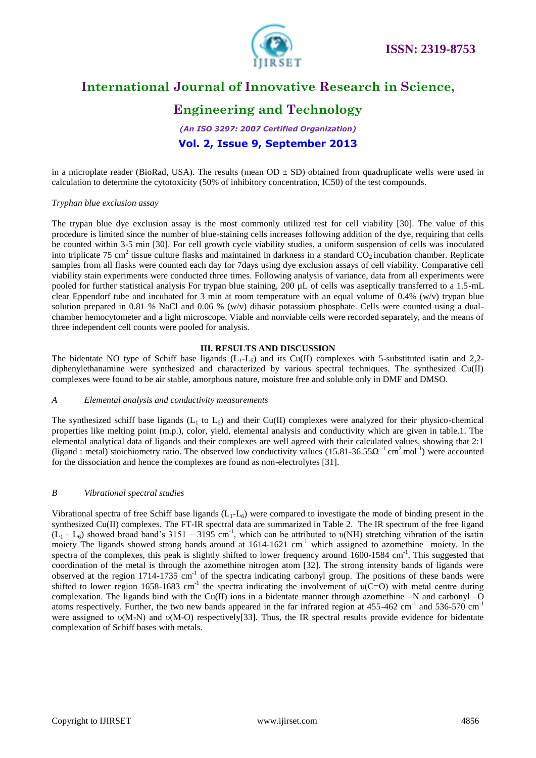in a microplate reader (BioRad, USA). The results (mean OD ± SD) obtained from quadruplicate wells were used in calculation to determine the cytotoxicity (50% of inhibitory concentration, IC50) of the test compounds.

*Tryphan blue exclusion assay*

The trypan blue dye exclusion assay is the most commonly utilized test for cell viability [30]. The value of this procedure is limited since the number of blue-staining cells increases following addition of the dye, requiring that cells be counted within 3-5 min [30]. For cell growth cycle viability studies, a uniform suspension of cells was inoculated into triplicate 75 $cm^2$ tissue culture flasks and maintained in darkness in a standard $CO_2$ incubation chamber. Replicate samples from all flasks were counted each day for 7days using dye exclusion assays of cell viability. Comparative cell viability stain experiments were conducted three times. Following analysis of variance, data from all experiments were pooled for further statistical analysis For trypan blue staining, 200 µL of cells was aseptically transferred to a 1.5-mL clear Eppendorf tube and incubated for 3 min at room temperature with an equal volume of 0.4% (w/v) trypan blue solution prepared in 0.81 % NaCl and 0.06 % (w/v) dibasic potassium phosphate. Cells were counted using a dual-chamber hemocytometer and a light microscope. Viable and nonviable cells were recorded separately, and the means of three independent cell counts were pooled for analysis.

## III. RESULTS AND DISCUSSION

The bidentate NO type of Schiff base ligands ($L_1$-$L_6$) and its Cu(II) complexes with 5-substituted isatin and 2,2-diphenylethanamine were synthesized and characterized by various spectral techniques. The synthesized Cu(II) complexes were found to be air stable, amorphous nature, moisture free and soluble only in DMF and DMSO.

### *A Elemental analysis and conductivity measurements*

The synthesized schiff base ligands ($L_1$ to $L_6$) and their Cu(II) complexes were analyzed for their physico-chemical properties like melting point (m.p.), color, yield, elemental analysis and conductivity which are given in table.1. The elemental analytical data of ligands and their complexes are well agreed with their calculated values, showing that 2:1 (ligand : metal) stoichiometry ratio. The observed low conductivity values (15.81-36.55$\Omega^{-1}$ $cm^2$ $mol^{-1}$) were accounted for the dissociation and hence the complexes are found as non-electrolytes [31].

### *B Vibrational spectral studies*

Vibrational spectra of free Schiff base ligands ($L_1$-$L_6$) were compared to investigate the mode of binding present in the synthesized Cu(II) complexes. The FT-IR spectral data are summarized in Table 2. The IR spectrum of the free ligand ($L_1$ – $L_6$) showed broad band's 3151 – 3195 $cm^{-1}$, which can be attributed to $\upsilon$(NH) stretching vibration of the isatin moiety The ligands showed strong bands around at 1614-1621 $cm^{-1}$ which assigned to azomethine moiety. In the spectra of the complexes, this peak is slightly shifted to lower frequency around 1600-1584 $cm^{-1}$. This suggested that coordination of the metal is through the azomethine nitrogen atom [32]. The strong intensity bands of ligands were observed at the region 1714-1735 $cm^{-1}$ of the spectra indicating carbonyl group. The positions of these bands were shifted to lower region 1658-1683 $cm^{-1}$ the spectra indicating the involvement of $\upsilon$(C=O) with metal centre during complexation. The ligands bind with the Cu(II) ions in a bidentate manner through azomethine –N and carbonyl –O atoms respectively. Further, the two new bands appeared in the far infrared region at 455-462 $cm^{-1}$ and 536-570 $cm^{-1}$ were assigned to $\upsilon$(M-N) and $\upsilon$(M-O) respectively[33]. Thus, the IR spectral results provide evidence for bidentate complexation of Schiff bases with metals.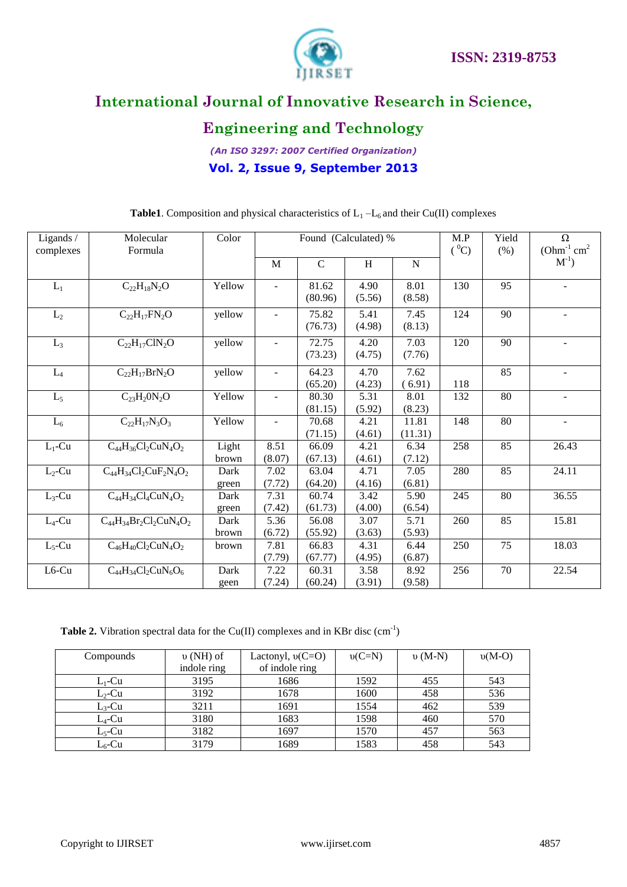**Table1**. Composition and physical characteristics of $L_1$ –$L_6$ and their Cu(II) complexes

| Ligands / complexes | Molecular Formula | Color | Found (Calculated) % | | | | M.P ($^0C$) | Yield (%) | Ω ($Ohm^{-1}$ $cm^2$ $M^{-1}$) |
|---|---|---|---|---|---|---|---|---|---|
| | | | M | C | H | N | | | |
| $L_1$ | $C_{22}H_{18}N_2O$ | Yellow | - | 81.62 (80.96) | 4.90 (5.56) | 8.01 (8.58) | 130 | 95 | - |
| $L_2$ | $C_{22}H_{17}FN_2O$ | yellow | - | 75.82 (76.73) | 5.41 (4.98) | 7.45 (8.13) | 124 | 90 | - |
| $L_3$ | $C_{22}H_{17}ClN_2O$ | yellow | - | 72.75 (73.23) | 4.20 (4.75) | 7.03 (7.76) | 120 | 90 | - |
| $L_4$ | $C_{22}H_{17}BrN_2O$ | yellow | - | 64.23 (65.20) | 4.70 (4.23) | 7.62 ( 6.91) | 118 | 85 | - |
| $L_5$ | $C_{23}H_20N_2O$ | Yellow | - | 80.30 (81.15) | 5.31 (5.92) | 8.01 (8.23) | 132 | 80 | - |
| $L_6$ | $C_{22}H_{17}N_3O_3$ | Yellow | - | 70.68 (71.15) | 4.21 (4.61) | 11.81 (11.31) | 148 | 80 | - |
| $L_1$-Cu | $C_{44}H_{36}Cl_2CuN_4O_2$ | Light brown | 8.51 (8.07) | 66.09 (67.13) | 4.21 (4.61) | 6.34 (7.12) | 258 | 85 | 26.43 |
| $L_2$-Cu | $C_{44}H_{34}Cl_2CuF_2N_4O_2$ | Dark green | 7.02 (7.72) | 63.04 (64.20) | 4.71 (4.16) | 7.05 (6.81) | 280 | 85 | 24.11 |
| $L_3$-Cu | $C_{44}H_{34}Cl_4CuN_4O_2$ | Dark green | 7.31 (7.42) | 60.74 (61.73) | 3.42 (4.00) | 5.90 (6.54) | 245 | 80 | 36.55 |
| $L_4$-Cu | $C_{44}H_{34}Br_2Cl_2CuN_4O_2$ | Dark brown | 5.36 (6.72) | 56.08 (55.92) | 3.07 (3.63) | 5.71 (5.93) | 260 | 85 | 15.81 |
| $L_5$-Cu | $C_{46}H_{40}Cl_2CuN_4O_2$ | brown | 7.81 (7.79) | 66.83 (67.77) | 4.31 (4.95) | 6.44 (6.87) | 250 | 75 | 18.03 |
| L6-Cu | $C_{44}H_{34}Cl_2CuN_6O_6$ | Dark geen | 7.22 (7.24) | 60.31 (60.24) | 3.58 (3.91) | 8.92 (9.58) | 256 | 70 | 22.54 |

**Table 2.** Vibration spectral data for the Cu(II) complexes and in KBr disc ($cm^{-1}$)

| Compounds | υ (NH) of indole ring | Lactonyl, υ(C=O) of indole ring | υ(C=N) | υ (M-N) | υ(M-O) |
|---|---|---|---|---|---|
| $L_1$-Cu | 3195 | 1686 | 1592 | 455 | 543 |
| $L_2$-Cu | 3192 | 1678 | 1600 | 458 | 536 |
| $L_3$-Cu | 3211 | 1691 | 1554 | 462 | 539 |
| $L_4$-Cu | 3180 | 1683 | 1598 | 460 | 570 |
| $L_5$-Cu | 3182 | 1697 | 1570 | 457 | 563 |
| $L_6$-Cu | 3179 | 1689 | 1583 | 458 | 543 |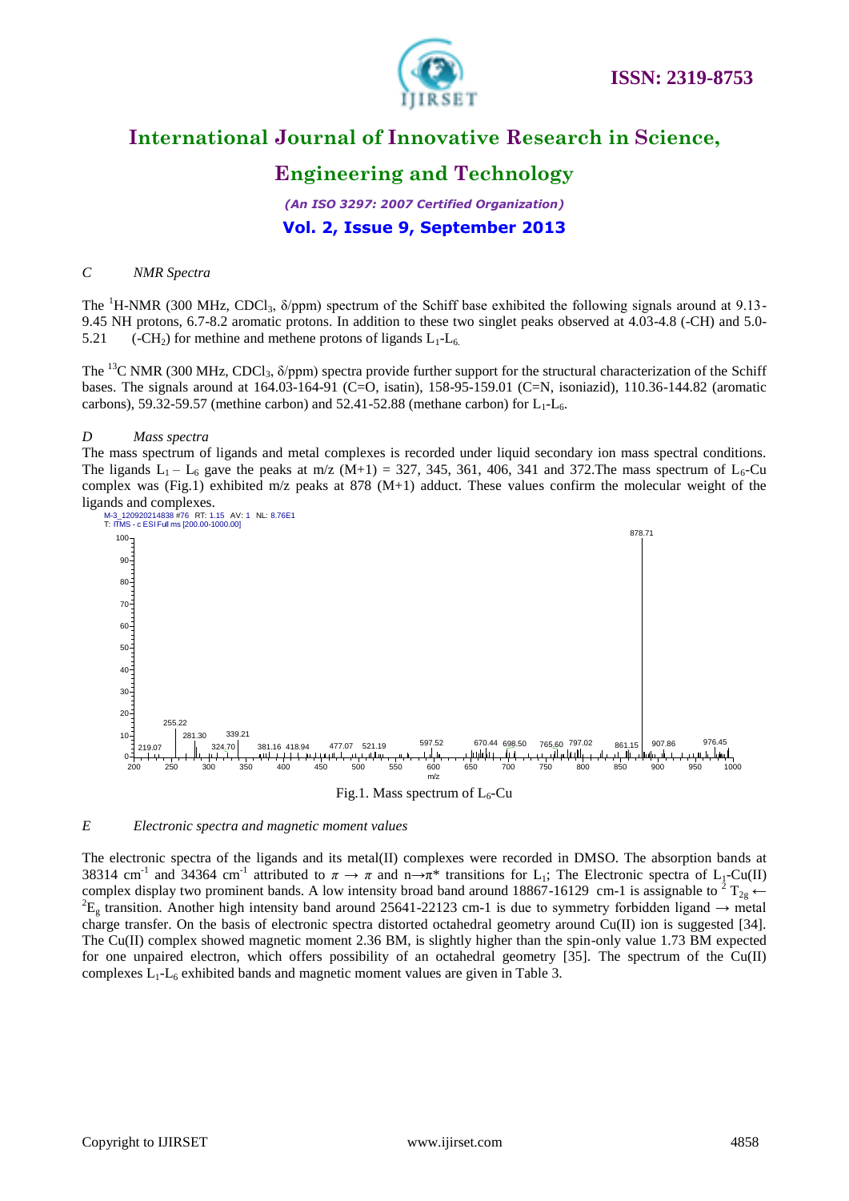### C NMR Spectra

The $^{1}$H-NMR (300 MHz, $CDCl_3$, δ/ppm) spectrum of the Schiff base exhibited the following signals around at 9.13-9.45 NH protons, 6.7-8.2 aromatic protons. In addition to these two singlet peaks observed at 4.03-4.8 (-CH) and 5.0-5.21 ($-CH_2$) for methine and methene protons of ligands $L_1$-$L_6$.

The $^{13}$C NMR (300 MHz, $CDCl_3$, δ/ppm) spectra provide further support for the structural characterization of the Schiff bases. The signals around at 164.03-164-91 (C=O, isatin), 158-95-159.01 (C=N, isoniazid), 110.36-144.82 (aromatic carbons), 59.32-59.57 (methine carbon) and 52.41-52.88 (methane carbon) for $L_1$-$L_6$.

### D Mass spectra

The mass spectrum of ligands and metal complexes is recorded under liquid secondary ion mass spectral conditions. The ligands $L_1$ – $L_6$ gave the peaks at m/z (M+1) = 327, 345, 361, 406, 341 and 372.The mass spectrum of $L_6$-Cu complex was (Fig.1) exhibited m/z peaks at 878 (M+1) adduct. These values confirm the molecular weight of the ligands and complexes.

Fig.1. Mass spectrum of $L_6$-Cu

### E Electronic spectra and magnetic moment values

The electronic spectra of the ligands and its metal(II) complexes were recorded in DMSO. The absorption bands at 38314 cm$^{-1}$ and 34364 cm$^{-1}$ attributed to $\pi \rightarrow \pi$ and n→$\pi$* transitions for $L_1$; The Electronic spectra of $L_1$-Cu(II) complex display two prominent bands. A low intensity broad band around 18867-16129 cm-1 is assignable to $^{2}T_{2g} \leftarrow {}^{2}E_g$ transition. Another high intensity band around 25641-22123 cm-1 is due to symmetry forbidden ligand → metal charge transfer. On the basis of electronic spectra distorted octahedral geometry around Cu(II) ion is suggested [34]. The Cu(II) complex showed magnetic moment 2.36 BM, is slightly higher than the spin-only value 1.73 BM expected for one unpaired electron, which offers possibility of an octahedral geometry [35]. The spectrum of the Cu(II) complexes $L_1$-$L_6$ exhibited bands and magnetic moment values are given in Table 3.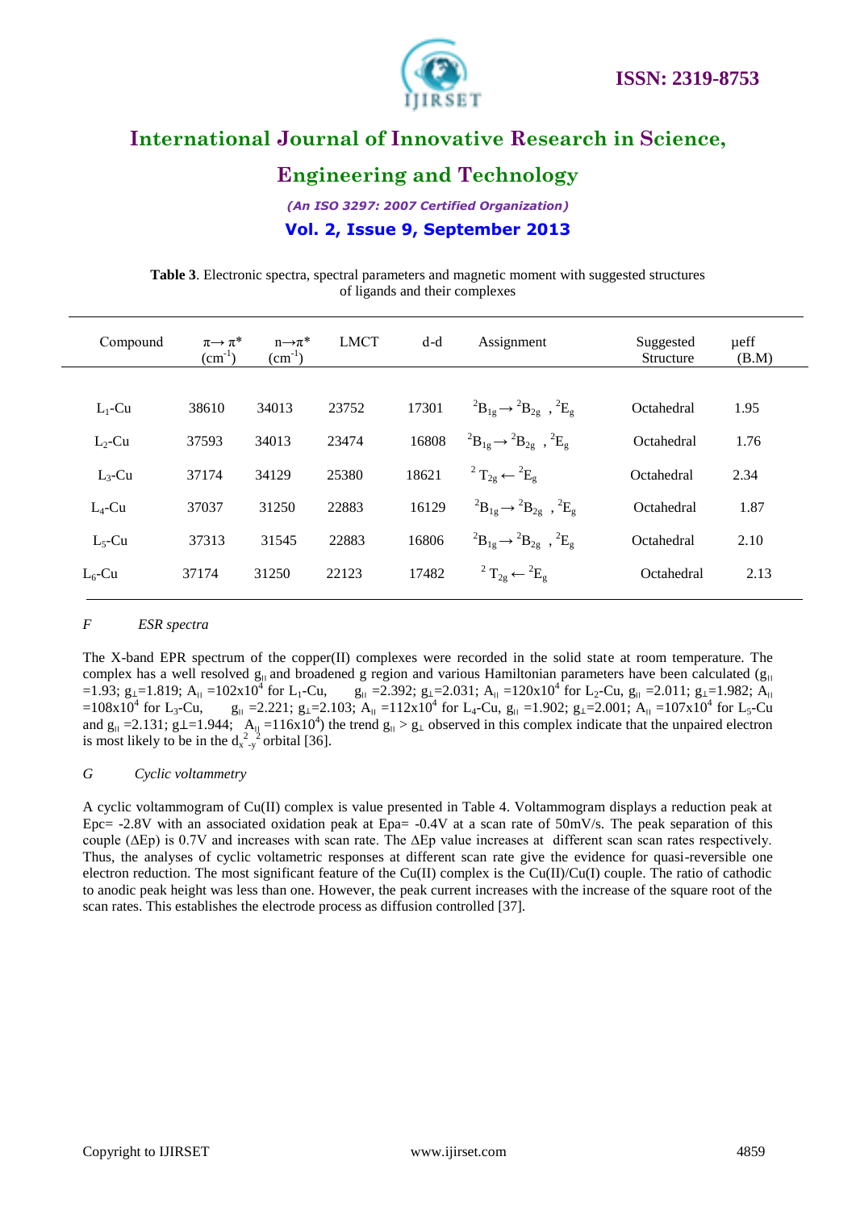**Table 3**. Electronic spectra, spectral parameters and magnetic moment with suggested structures of ligands and their complexes

| Compound | $\pi \rightarrow \pi^*$ ($cm^{-1}$) | $n \rightarrow \pi^*$ ($cm^{-1}$) | LMCT | d-d | Assignment | Suggested Structure | μeff (B.M) |
|---|---|---|---|---|---|---|---|
| $L_1$-Cu | 38610 | 34013 | 23752 | 17301 | $^2B_{1g} \rightarrow {}^2B_{2g}$ , $^2E_g$ | Octahedral | 1.95 |
| $L_2$-Cu | 37593 | 34013 | 23474 | 16808 | $^2B_{1g} \rightarrow {}^2B_{2g}$ , $^2E_g$ | Octahedral | 1.76 |
| $L_3$-Cu | 37174 | 34129 | 25380 | 18621 | $^2T_{2g} \leftarrow {}^2E_g$ | Octahedral | 2.34 |
| $L_4$-Cu | 37037 | 31250 | 22883 | 16129 | $^2B_{1g} \rightarrow {}^2B_{2g}$ , $^2E_g$ | Octahedral | 1.87 |
| $L_5$-Cu | 37313 | 31545 | 22883 | 16806 | $^2B_{1g} \rightarrow {}^2B_{2g}$ , $^2E_g$ | Octahedral | 2.10 |
| $L_6$-Cu | 37174 | 31250 | 22123 | 17482 | $^2T_{2g} \leftarrow {}^2E_g$ | Octahedral | 2.13 |

### *F ESR spectra*

The X-band EPR spectrum of the copper(II) complexes were recorded in the solid state at room temperature. The complex has a well resolved $g_{\parallel}$ and broadened g region and various Hamiltonian parameters have been calculated ($g_{\parallel}$ =1.93; $g_{\perp}$=1.819; $A_{\parallel}$ =102x$10^4$ for $L_1$-Cu, $g_{\parallel}$ =2.392; $g_{\perp}$=2.031; $A_{\parallel}$ =120x$10^4$ for $L_2$-Cu, $g_{\parallel}$ =2.011; $g_{\perp}$=1.982; $A_{\parallel}$ =108x$10^4$ for $L_3$-Cu, $g_{\parallel}$ =2.221; $g_{\perp}$=2.103; $A_{\parallel}$ =112x$10^4$ for $L_4$-Cu, $g_{\parallel}$ =1.902; $g_{\perp}$=2.001; $A_{\parallel}$ =107x$10^4$ for $L_5$-Cu and $g_{\parallel}$ =2.131; $g_{\perp}$=1.944; $A_{\parallel}$ =116x$10^4$) the trend $g_{\parallel} > g_{\perp}$ observed in this complex indicate that the unpaired electron is most likely to be in the $d_{x^2-y^2}$ orbital [36].

### *G Cyclic voltammetry*

A cyclic voltammogram of Cu(II) complex is value presented in Table 4. Voltammogram displays a reduction peak at Epc= -2.8V with an associated oxidation peak at Epa= -0.4V at a scan rate of 50mV/s. The peak separation of this couple (ΔEp) is 0.7V and increases with scan rate. The ΔEp value increases at different scan scan rates respectively. Thus, the analyses of cyclic voltametric responses at different scan rate give the evidence for quasi-reversible one electron reduction. The most significant feature of the Cu(II) complex is the Cu(II)/Cu(I) couple. The ratio of cathodic to anodic peak height was less than one. However, the peak current increases with the increase of the square root of the scan rates. This establishes the electrode process as diffusion controlled [37].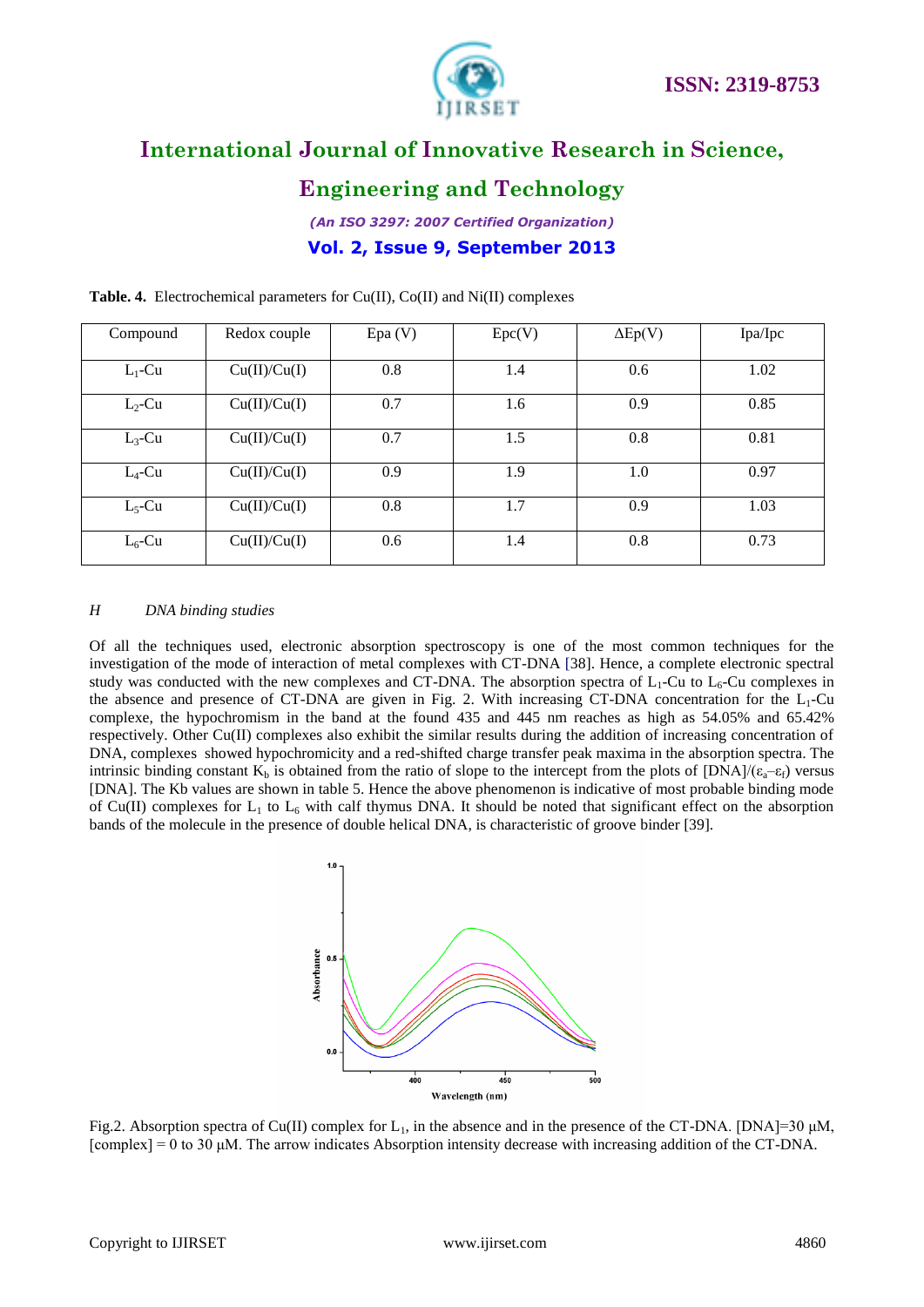**Table. 4.** Electrochemical parameters for Cu(II), Co(II) and Ni(II) complexes

| Compound | Redox couple | Epa (V) | Epc(V) | ΔEp(V) | Ipa/Ipc |
|---|---|---|---|---|---|
| $L_1$-Cu | Cu(II)/Cu(I) | 0.8 | 1.4 | 0.6 | 1.02 |
| $L_2$-Cu | Cu(II)/Cu(I) | 0.7 | 1.6 | 0.9 | 0.85 |
| $L_3$-Cu | Cu(II)/Cu(I) | 0.7 | 1.5 | 0.8 | 0.81 |
| $L_4$-Cu | Cu(II)/Cu(I) | 0.9 | 1.9 | 1.0 | 0.97 |
| $L_5$-Cu | Cu(II)/Cu(I) | 0.8 | 1.7 | 0.9 | 1.03 |
| $L_6$-Cu | Cu(II)/Cu(I) | 0.6 | 1.4 | 0.8 | 0.73 |

### *H DNA binding studies*

Of all the techniques used, electronic absorption spectroscopy is one of the most common techniques for the investigation of the mode of interaction of metal complexes with CT-DNA [38]. Hence, a complete electronic spectral study was conducted with the new complexes and CT-DNA. The absorption spectra of $L_1$-Cu to $L_6$-Cu complexes in the absence and presence of CT-DNA are given in Fig. 2. With increasing CT-DNA concentration for the $L_1$-Cu complexe, the hypochromism in the band at the found 435 and 445 nm reaches as high as 54.05% and 65.42% respectively. Other Cu(II) complexes also exhibit the similar results during the addition of increasing concentration of DNA, complexes showed hypochromicity and a red-shifted charge transfer peak maxima in the absorption spectra. The intrinsic binding constant $K_b$ is obtained from the ratio of slope to the intercept from the plots of $[DNA]/(\varepsilon_a - \varepsilon_f)$ versus [DNA]. The Kb values are shown in table 5. Hence the above phenomenon is indicative of most probable binding mode of Cu(II) complexes for $L_1$ to $L_6$ with calf thymus DNA. It should be noted that significant effect on the absorption bands of the molecule in the presence of double helical DNA, is characteristic of groove binder [39].

Fig.2. Absorption spectra of Cu(II) complex for $L_1$, in the absence and in the presence of the CT-DNA. [DNA]=30 μM, [complex] = 0 to 30 μM. The arrow indicates Absorption intensity decrease with increasing addition of the CT-DNA.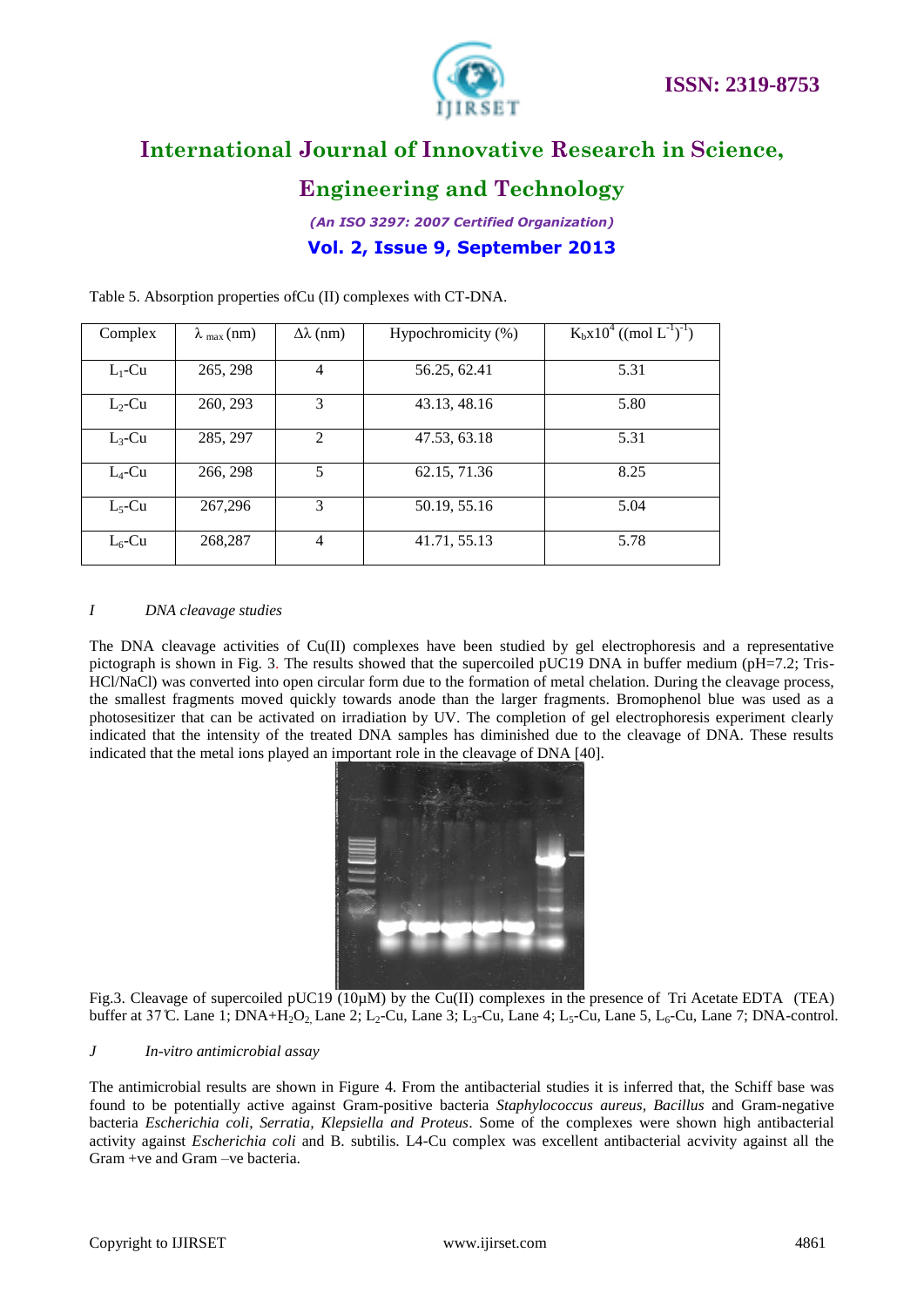Table 5. Absorption properties ofCu (II) complexes with CT-DNA.

| Complex | $\lambda_{max}$ (nm) | $\Delta\lambda$ (nm) | Hypochromicity (%) | $K_b x10^4$ ((mol $L^{-1})^{-1}$) |
|---|---|---|---|---|
| $L_1$-Cu | 265, 298 | 4 | 56.25, 62.41 | 5.31 |
| $L_2$-Cu | 260, 293 | 3 | 43.13, 48.16 | 5.80 |
| $L_3$-Cu | 285, 297 | 2 | 47.53, 63.18 | 5.31 |
| $L_4$-Cu | 266, 298 | 5 | 62.15, 71.36 | 8.25 |
| $L_5$-Cu | 267,296 | 3 | 50.19, 55.16 | 5.04 |
| $L_6$-Cu | 268,287 | 4 | 41.71, 55.13 | 5.78 |

*I DNA cleavage studies*

The DNA cleavage activities of Cu(II) complexes have been studied by gel electrophoresis and a representative pictograph is shown in Fig. 3. The results showed that the supercoiled pUC19 DNA in buffer medium (pH=7.2; Tris-HCl/NaCl) was converted into open circular form due to the formation of metal chelation. During the cleavage process, the smallest fragments moved quickly towards anode than the larger fragments. Bromophenol blue was used as a photosesitizer that can be activated on irradiation by UV. The completion of gel electrophoresis experiment clearly indicated that the intensity of the treated DNA samples has diminished due to the cleavage of DNA. These results indicated that the metal ions played an important role in the cleavage of DNA [40].

Fig.3. Cleavage of supercoiled pUC19 (10μM) by the Cu(II) complexes in the presence of Tri Acetate EDTA (TEA) buffer at 37℃. Lane 1; DNA+$H_2O_2$, Lane 2; $L_2$-Cu, Lane 3; $L_3$-Cu, Lane 4; $L_5$-Cu, Lane 5, $L_6$-Cu, Lane 7; DNA-control.

*J In-vitro antimicrobial assay*

The antimicrobial results are shown in Figure 4. From the antibacterial studies it is inferred that, the Schiff base was found to be potentially active against Gram-positive bacteria *Staphylococcus aureus*, *Bacillus* and Gram-negative bacteria *Escherichia coli*, *Serratia, Klepsiella and Proteus*. Some of the complexes were shown high antibacterial activity against *Escherichia coli* and B. subtilis. L4-Cu complex was excellent antibacterial acvivity against all the Gram +ve and Gram –ve bacteria.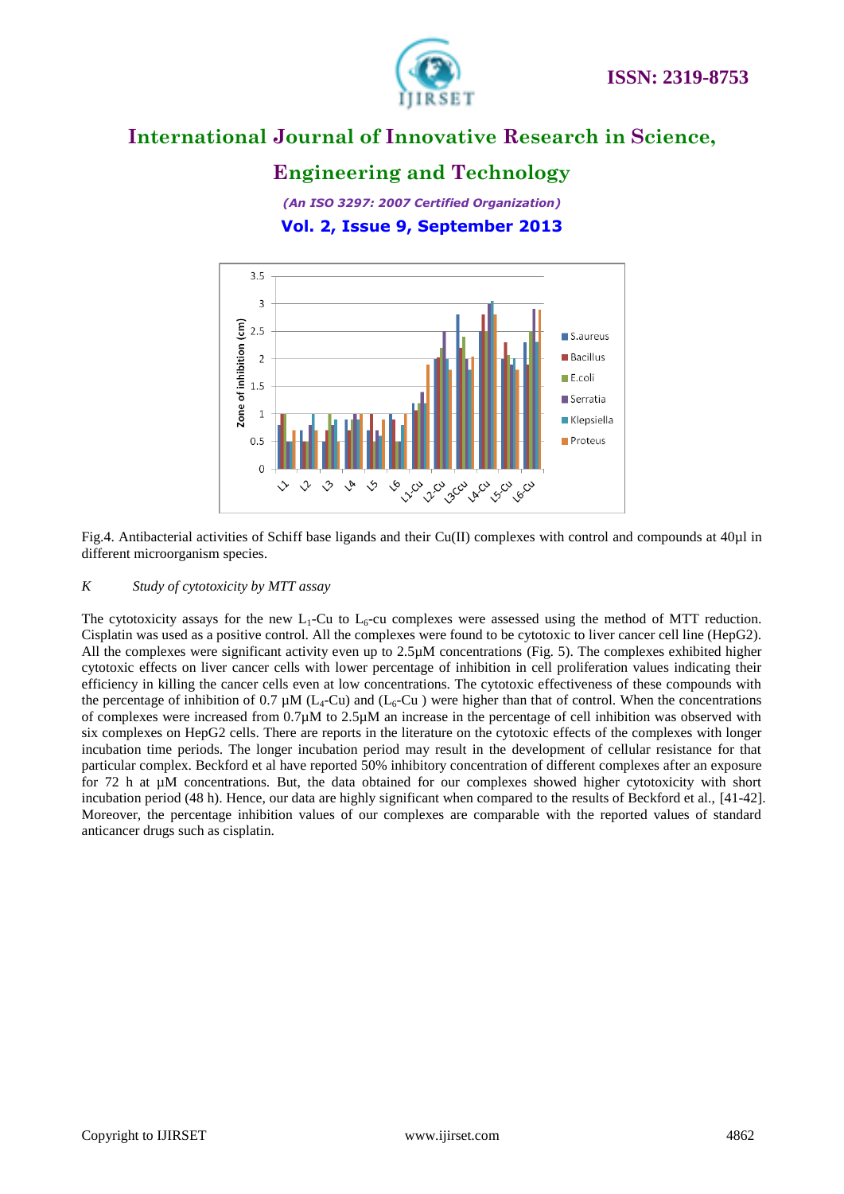Fig.4. Antibacterial activities of Schiff base ligands and their Cu(II) complexes with control and compounds at 40µl in different microorganism species.

*K Study of cytotoxicity by MTT assay*

The cytotoxicity assays for the new $L_1$-Cu to $L_6$-cu complexes were assessed using the method of MTT reduction. Cisplatin was used as a positive control. All the complexes were found to be cytotoxic to liver cancer cell line (HepG2). All the complexes were significant activity even up to 2.5µM concentrations (Fig. 5). The complexes exhibited higher cytotoxic effects on liver cancer cells with lower percentage of inhibition in cell proliferation values indicating their efficiency in killing the cancer cells even at low concentrations. The cytotoxic effectiveness of these compounds with the percentage of inhibition of 0.7 µM ($L_4$-Cu) and ($L_6$-Cu ) were higher than that of control. When the concentrations of complexes were increased from 0.7µM to 2.5µM an increase in the percentage of cell inhibition was observed with six complexes on HepG2 cells. There are reports in the literature on the cytotoxic effects of the complexes with longer incubation time periods. The longer incubation period may result in the development of cellular resistance for that particular complex. Beckford et al have reported 50% inhibitory concentration of different complexes after an exposure for 72 h at µM concentrations. But, the data obtained for our complexes showed higher cytotoxicity with short incubation period (48 h). Hence, our data are highly significant when compared to the results of Beckford et al., [41-42]. Moreover, the percentage inhibition values of our complexes are comparable with the reported values of standard anticancer drugs such as cisplatin.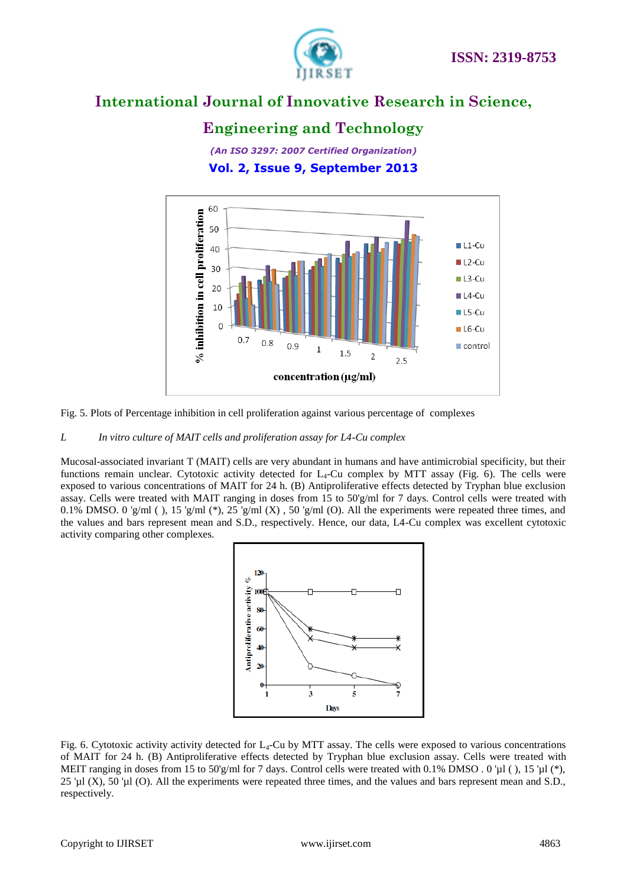Fig. 5. Plots of Percentage inhibition in cell proliferation against various percentage of complexes

*L In vitro culture of MAIT cells and proliferation assay for L4-Cu complex*

Mucosal-associated invariant T (MAIT) cells are very abundant in humans and have antimicrobial specificity, but their functions remain unclear. Cytotoxic activity detected for $L_4$-Cu complex by MTT assay (Fig. 6). The cells were exposed to various concentrations of MAIT for 24 h. (B) Antiproliferative effects detected by Tryphan blue exclusion assay. Cells were treated with MAIT ranging in doses from 15 to 50'g/ml for 7 days. Control cells were treated with 0.1% DMSO. 0 'g/ml ( ), 15 'g/ml (*), 25 'g/ml (X) , 50 'g/ml (O). All the experiments were repeated three times, and the values and bars represent mean and S.D., respectively. Hence, our data, L4-Cu complex was excellent cytotoxic activity comparing other complexes.

Fig. 6. Cytotoxic activity activity detected for $L_4$-Cu by MTT assay. The cells were exposed to various concentrations of MAIT for 24 h. (B) Antiproliferative effects detected by Tryphan blue exclusion assay. Cells were treated with MEIT ranging in doses from 15 to 50'g/ml for 7 days. Control cells were treated with 0.1% DMSO . 0 'µl ( ), 15 'µl (*), 25 'µl (X), 50 'µl (O). All the experiments were repeated three times, and the values and bars represent mean and S.D., respectively.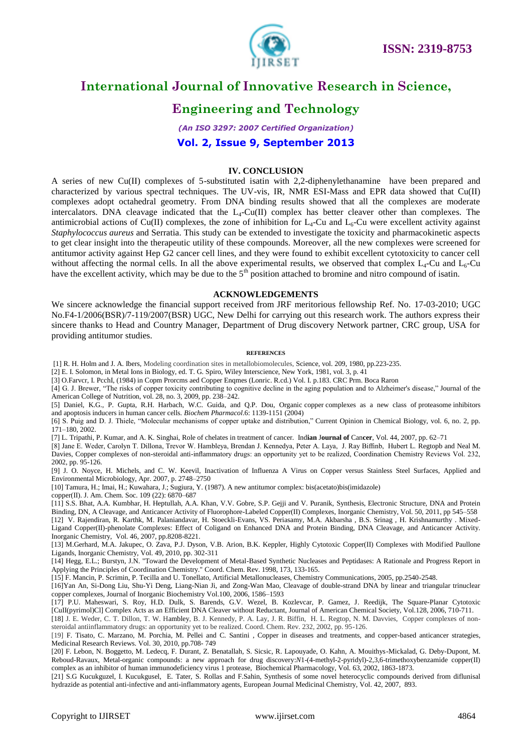## IV. CONCLUSION

A series of new Cu(II) complexes of 5-substituted isatin with 2,2-diphenylethanamine have been prepared and characterized by various spectral techniques. The UV-vis, IR, NMR ESI-Mass and EPR data showed that Cu(II) complexes adopt octahedral geometry. From DNA binding results showed that all the complexes are moderate intercalators. DNA cleavage indicated that the $L_4$-Cu(II) complex has better cleaver other than complexes. The antimicrobial actions of Cu(II) complexes, the zone of inhibition for $L_4$-Cu and $L_6$-Cu were excellent activity against *Staphylococcus aureus* and Serratia. This study can be extended to investigate the toxicity and pharmacokinetic aspects to get clear insight into the therapeutic utility of these compounds. Moreover, all the new complexes were screened for antitumor activity against Hep G2 cancer cell lines, and they were found to exhibit excellent cytotoxicity to cancer cell without affecting the normal cells. In all the above experimental results, we observed that complex $L_4$-Cu and $L_6$-Cu have the excellent activity, which may be due to the 5$^{th}$ position attached to bromine and nitro compound of isatin.

## ACKNOWLEDGEMENTS

We sincere acknowledge the financial support received from JRF meritorious fellowship Ref. No. 17-03-2010; UGC No.F4-1/2006(BSR)/7-119/2007(BSR) UGC, New Delhi for carrying out this research work. The authors express their sincere thanks to Head and Country Manager, Department of Drug discovery Network partner, CRC group, USA for providing antitumor studies.

## REFERENCES

[1] R. H. Holm and J. A. Ibers, Modeling coordination sites in metallobiomolecules, Science, vol. 209, 1980, pp.223-235.

[2] E. I. Solomon, in Metal Ions in Biology, ed. T. G. Spiro, Wiley Interscience, New York, 1981, vol. 3, p. 41

[3] O.Farvcr, I. Pcchl, (1984) in Copm Prorcms aed Copper Enqmes (Lonric. R.cd.) Vol. I. p.183. CRC Prm. Boca Raron

[4] G. J. Brewer, "The risks of copper toxicity contributing to cognitive decline in the aging population and to Alzheimer's disease," Journal of the American College of Nutrition, vol. 28, no. 3, 2009, pp. 238–242.

[5] Daniel, K.G., P. Gupta, R.H. Harbach, W.C. Guida, and Q.P. Dou, Organic copper complexes as a new class of proteasome inhibitors and apoptosis inducers in human cancer cells. *Biochem Pharmacol*.6: 1139-1151 (2004)

[6] S. Puig and D. J. Thiele, "Molecular mechanisms of copper uptake and distribution," Current Opinion in Chemical Biology, vol. 6, no. 2, pp. 171–180, 2002.

[7] L. Tripathi, P. Kumar, and A. K. Singhai, Role of chelates in treatment of cancer. Ind**ian** J**ournal of** Can**cer**, Vol. 44, 2007, pp. 62–71

[8] Jane E. Weder, Carolyn T. Dillona, Trevor W. Hambleya, Brendan J. Kennedya, Peter A. Laya, J. Ray Biffinb, Hubert L. Regtopb and Neal M. Davies, Copper complexes of non-steroidal anti-inflammatory drugs: an opportunity yet to be realized, Coordination Chemistry Reviews Vol. 232, 2002, pp. 95-126.

[9] J. O. Noyce, H. Michels, and C. W. Keevil, Inactivation of Influenza A Virus on Copper versus Stainless Steel Surfaces, Applied and Environmental Microbiology, Apr. 2007, p. 2748–2750

[10] Tamura, H.; Imai, H.; Kuwahara, J.; Sugiura, Y. (1987). A new antitumor complex: bis(acetato)bis(imidazole) copper(II). J. Am. Chem. Soc. 109 (22): 6870–687

[11] S.S. Bhat, A.A. Kumbhar, H. Heptullah, A.A. Khan, V.V. Gobre, S.P. Gejji and V. Puranik, Synthesis, Electronic Structure, DNA and Protein Binding, DN, A Cleavage, and Anticancer Activity of Fluorophore-Labeled Copper(II) Complexes, Inorganic Chemistry, Vol. 50, 2011, pp 545–558

[12] V. Rajendiran, R. Karthk, M. Palaniandavar, H. Stoeckli-Evans, VS. Periasamy, M.A. Akbarsha , B.S. Srinag , H. Krishnamurthy . Mixed-Ligand Copper(II)-phenolate Complexes: Effect of Coligand on Enhanced DNA and Protein Binding, DNA Cleavage, and Anticancer Activity. Inorganic Chemistry, Vol. 46, 2007, pp.8208-8221.

[13] M.Gerhard, M.A. Jakupec, O. Zava, P.J. Dyson, V.B. Arion, B.K. Keppler, Highly Cytotoxic Copper(II) Complexes with Modified Paullone Ligands, Inorganic Chemistry, Vol. 49, 2010, pp. 302-311

[14] Hegg, E.L.; Burstyn, J.N. "Toward the Development of Metal-Based Synthetic Nucleases and Peptidases: A Rationale and Progress Report in Applying the Principles of Coordination Chemistry." Coord. Chem. Rev. 1998, 173, 133-165.

[15] F. Mancin, P. Scrimin, P. Tecilla and U. Tonellato, Artificial Metallonucleases, Chemistry Communications, 2005, pp.2540-2548.

[16]Yan An, Si-Dong Liu, Shu-Yi Deng, Liang-Nian Ji, and Zong-Wan Mao, Cleavage of double-strand DNA by linear and triangular trinuclear copper complexes, Journal of Inorganic Biochemistry Vol.100, 2006, 1586–1593

[17] P.U. Maheswari, S. Roy, H.D. Dulk, S. Barends, G.V. Wezel, B. Kozlevcar, P. Gamez, J. Reedijk, The Square-Planar Cytotoxic [CuII(pyrimol)Cl] Complex Acts as an Efficient DNA Cleaver without Reductant, Journal of American Chemical Society, Vol.128, 2006, 710-711.

[18] J. E. Weder, C. T. Dillon, T. W. Hambley, B. J. Kennedy, P. A. Lay, J. R. Biffin, H. L. Regtop, N. M. Davvies, Copper complexes of non-steroidal antiinflammatory drugs: an opportunity yet to be realized. Coord. Chem. Rev. 232, 2002, pp. 95-126.

[19] F. Tisato, C. Marzano, M. Porchia, M. Pellei and C. Santini , Copper in diseases and treatments, and copper-based anticancer strategies, Medicinal Research Reviews. Vol. 30, 2010, pp.708- 749

[20] F. Lebon, N. Boggetto, M. Ledecq, F. Durant, Z. Benatallah, S. Sicsic, R. Lapouyade, O. Kahn, A. Mouithys-Mickalad, G. Deby-Dupont, M. Reboud-Ravaux, Metal-organic compounds: a new approach for drug discovery:*N*1-(4-methyl-2-pyridyl)-2,3,6-trimethoxybenzamide copper(II) complex as an inhibitor of human immunodeficiency virus 1 protease, Biochemical Pharmacology, Vol. 63, 2002, 1863-1873.

[21] S.G Kucukguzel, I. Kucukgusel, E. Tater, S. Rollas and F.Sahin, Synthesis of some novel heterocyclic compounds derived from diflunisal hydrazide as potential anti-infective and anti-inflammatory agents, European Journal Medicinal Chemistry, Vol. 42, 2007, 893.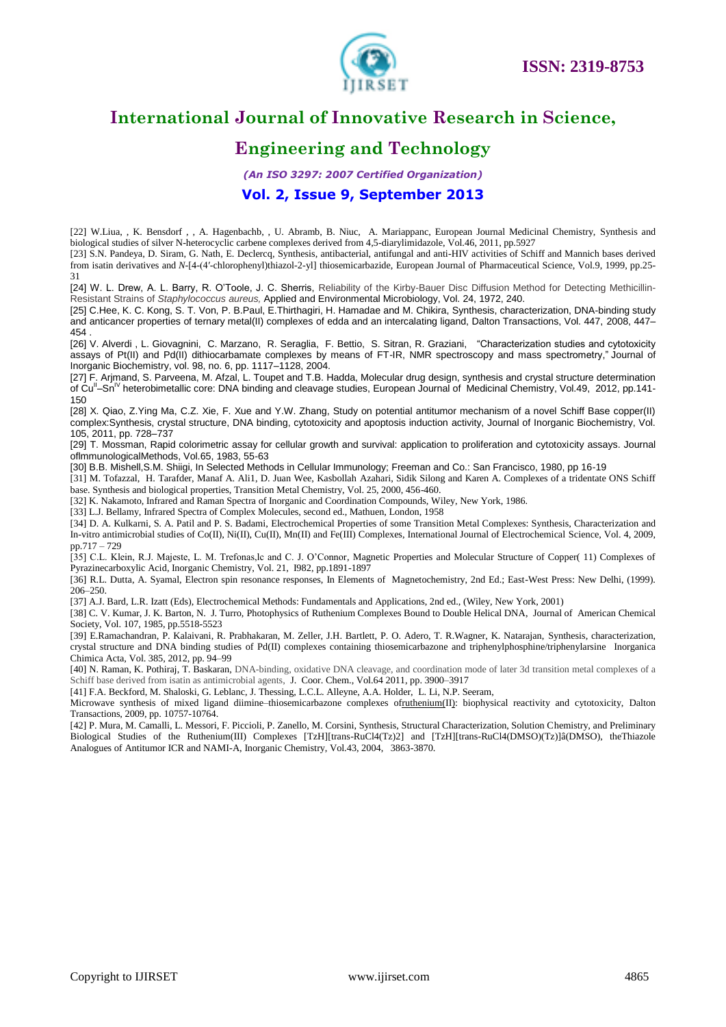[22] W.Liua, , K. Bensdorf , , A. Hagenbachb, , U. Abramb, B. Niuc, A. Mariappanc, European Journal Medicinal Chemistry, Synthesis and biological studies of silver N-heterocyclic carbene complexes derived from 4,5-diarylimidazole, Vol.46, 2011, pp.5927

[23] S.N. Pandeya, D. Siram, G. Nath, E. Declercq, Synthesis, antibacterial, antifungal and anti-HIV activities of Schiff and Mannich bases derived from isatin derivatives and *N*-[4-(4′-chlorophenyl)thiazol-2-yl] thiosemicarbazide, European Journal of Pharmaceutical Science, Vol.9, 1999, pp.25-31

[24] W. L. Drew, A. L. Barry, R. O'Toole, J. C. Sherris, Reliability of the Kirby-Bauer Disc Diffusion Method for Detecting Methicillin-Resistant Strains of *Staphylococcus aureus,* Applied and Environmental Microbiology, Vol. 24, 1972, 240.

[25] C.Hee, K. C. Kong, S. T. Von, P. B.Paul, E.Thirthagiri, H. Hamadae and M. Chikira, Synthesis, characterization, DNA-binding study and anticancer properties of ternary metal(II) complexes of edda and an intercalating ligand, Dalton Transactions, Vol. 447, 2008, 447–454 .

[26] V. Alverdi , L. Giovagnini, C. Marzano, R. Seraglia, F. Bettio, S. Sitran, R. Graziani, "Characterization studies and cytotoxicity assays of Pt(II) and Pd(II) dithiocarbamate complexes by means of FT-IR, NMR spectroscopy and mass spectrometry," Journal of Inorganic Biochemistry, vol. 98, no. 6, pp. 1117–1128, 2004.

[27] F. Arjmand, S. Parveena, M. Afzal, L. Toupet and T.B. Hadda, Molecular drug design, synthesis and crystal structure determination of $Cu^{II}$–$Sn^{IV}$ heterobimetallic core: DNA binding and cleavage studies, European Journal of Medicinal Chemistry, Vol.49, 2012, pp.141-150

[28] X. Qiao, Z.Ying Ma, C.Z. Xie, F. Xue and Y.W. Zhang, Study on potential antitumor mechanism of a novel Schiff Base copper(II) complex:Synthesis, crystal structure, DNA binding, cytotoxicity and apoptosis induction activity, Journal of Inorganic Biochemistry, Vol. 105, 2011, pp. 728–737

[29] T. Mossman, Rapid colorimetric assay for cellular growth and survival: application to proliferation and cytotoxicity assays. Journal ofImmunologicalMethods, Vol.65, 1983, 55-63

[30] B.B. Mishell,S.M. Shiigi, In Selected Methods in Cellular Immunology; Freeman and Co.: San Francisco, 1980, pp 16-19

[31] M. Tofazzal, H. Tarafder, Manaf A. Ali1, D. Juan Wee, Kasbollah Azahari, Sidik Silong and Karen A. Complexes of a tridentate ONS Schiff base. Synthesis and biological properties, Transition Metal Chemistry, Vol. 25, 2000, 456-460.

[32] K. Nakamoto, Infrared and Raman Spectra of Inorganic and Coordination Compounds, Wiley, New York, 1986.

[33] L.J. Bellamy, Infrared Spectra of Complex Molecules, second ed., Mathuen, London, 1958

[34] D. A. Kulkarni, S. A. Patil and P. S. Badami, Electrochemical Properties of some Transition Metal Complexes: Synthesis, Characterization and In-vitro antimicrobial studies of Co(II), Ni(II), Cu(II), Mn(II) and Fe(III) Complexes, International Journal of Electrochemical Science, Vol. 4, 2009, pp.717 – 729

[35] C.L. Klein, R.J. Majeste, L. M. Trefonas,lc and C. J. O'Connor, Magnetic Properties and Molecular Structure of Copper( 11) Complexes of Pyrazinecarboxylic Acid, Inorganic Chemistry, Vol. 21, I982, pp.1891-1897

[36] R.L. Dutta, A. Syamal, Electron spin resonance responses, In Elements of Magnetochemistry, 2nd Ed.; East-West Press: New Delhi, (1999). 206–250.

[37] A.J. Bard, L.R. Izatt (Eds), Electrochemical Methods: Fundamentals and Applications, 2nd ed., (Wiley, New York, 2001)

[38] C. V. Kumar, J. K. Barton, N. J. Turro, Photophysics of Ruthenium Complexes Bound to Double Helical DNA, Journal of American Chemical Society, Vol. 107, 1985, pp.5518-5523

[39] E.Ramachandran, P. Kalaivani, R. Prabhakaran, M. Zeller, J.H. Bartlett, P. O. Adero, T. R.Wagner, K. Natarajan, Synthesis, characterization, crystal structure and DNA binding studies of Pd(II) complexes containing thiosemicarbazone and triphenylphosphine/triphenylarsine Inorganica Chimica Acta, Vol. 385, 2012, pp. 94–99

[40] N. Raman, K. Pothiraj, T. Baskaran, DNA-binding, oxidative DNA cleavage, and coordination mode of later 3d transition metal complexes of a Schiff base derived from isatin as antimicrobial agents, J. Coor. Chem., Vol.64 2011, pp. 3900–3917

[41] F.A. Beckford, M. Shaloski, G. Leblanc, J. Thessing, L.C.L. Alleyne, A.A. Holder, L. Li, N.P. Seeram, Microwave synthesis of mixed ligand diimine–thiosemicarbazone complexes ofruthenium(II): biophysical reactivity and cytotoxicity, Dalton Transactions, 2009, pp. 10757-10764.

[42] P. Mura, M. Camalli, L. Messori, F. Piccioli, P. Zanello, M. Corsini, Synthesis, Structural Characterization, Solution Chemistry, and Preliminary Biological Studies of the Ruthenium(III) Complexes [TzH][trans-RuCl4(Tz)2] and [TzH][trans-RuCl4(DMSO)(Tz)]â(DMSO), theThiazole Analogues of Antitumor ICR and NAMI-A, Inorganic Chemistry, Vol.43, 2004, 3863-3870.